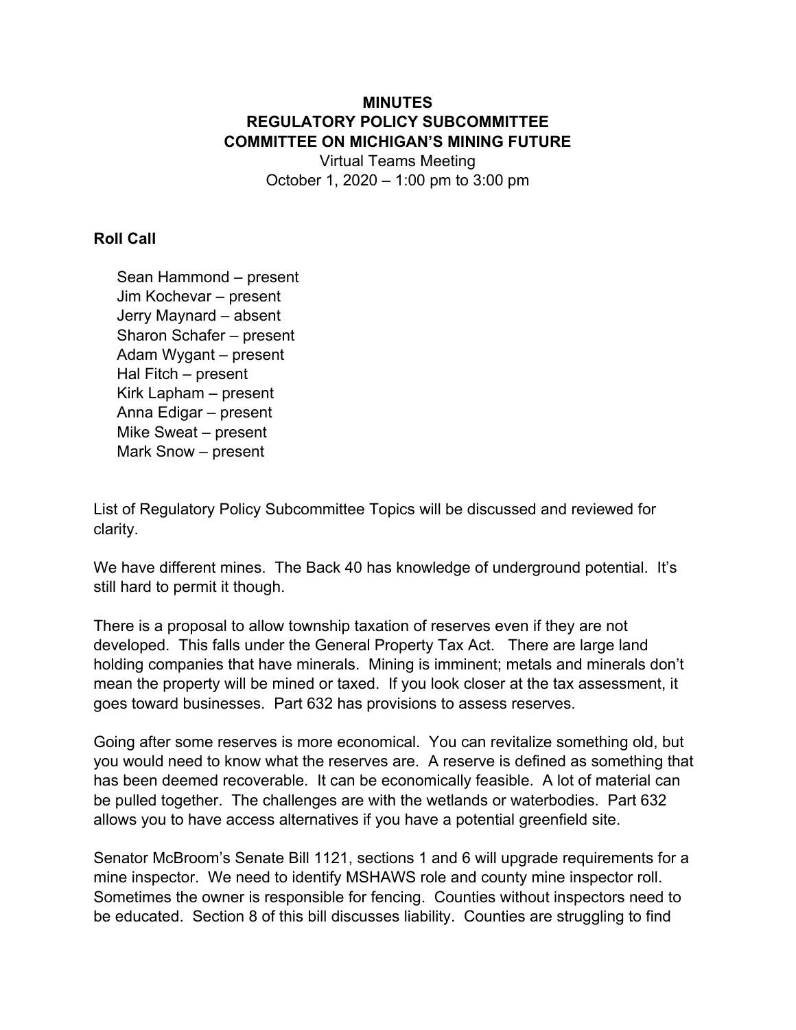# MINUTES
## REGULATORY POLICY SUBCOMMITTEE
## COMMITTEE ON MICHIGAN'S MINING FUTURE

Virtual Teams Meeting
October 1, 2020 – 1:00 pm to 3:00 pm

**Roll Call**

Sean Hammond – present
Jim Kochevar – present
Jerry Maynard – absent
Sharon Schafer – present
Adam Wygant – present
Hal Fitch – present
Kirk Lapham – present
Anna Edigar – present
Mike Sweat – present
Mark Snow – present

List of Regulatory Policy Subcommittee Topics will be discussed and reviewed for clarity.

We have different mines. The Back 40 has knowledge of underground potential. It's still hard to permit it though.

There is a proposal to allow township taxation of reserves even if they are not developed. This falls under the General Property Tax Act. There are large land holding companies that have minerals. Mining is imminent; metals and minerals don't mean the property will be mined or taxed. If you look closer at the tax assessment, it goes toward businesses. Part 632 has provisions to assess reserves.

Going after some reserves is more economical. You can revitalize something old, but you would need to know what the reserves are. A reserve is defined as something that has been deemed recoverable. It can be economically feasible. A lot of material can be pulled together. The challenges are with the wetlands or waterbodies. Part 632 allows you to have access alternatives if you have a potential greenfield site.

Senator McBroom's Senate Bill 1121, sections 1 and 6 will upgrade requirements for a mine inspector. We need to identify MSHAWS role and county mine inspector roll. Sometimes the owner is responsible for fencing. Counties without inspectors need to be educated. Section 8 of this bill discusses liability. Counties are struggling to find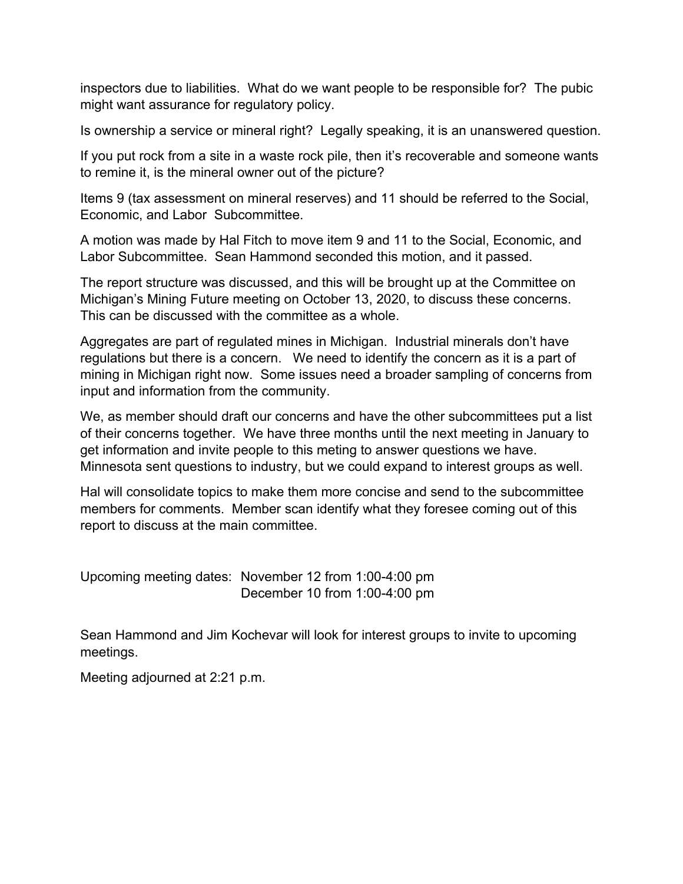inspectors due to liabilities. What do we want people to be responsible for? The pubic might want assurance for regulatory policy.

Is ownership a service or mineral right? Legally speaking, it is an unanswered question.

If you put rock from a site in a waste rock pile, then it's recoverable and someone wants to remine it, is the mineral owner out of the picture?

Items 9 (tax assessment on mineral reserves) and 11 should be referred to the Social, Economic, and Labor Subcommittee.

A motion was made by Hal Fitch to move item 9 and 11 to the Social, Economic, and Labor Subcommittee. Sean Hammond seconded this motion, and it passed.

The report structure was discussed, and this will be brought up at the Committee on Michigan's Mining Future meeting on October 13, 2020, to discuss these concerns. This can be discussed with the committee as a whole.

Aggregates are part of regulated mines in Michigan. Industrial minerals don't have regulations but there is a concern. We need to identify the concern as it is a part of mining in Michigan right now. Some issues need a broader sampling of concerns from input and information from the community.

We, as member should draft our concerns and have the other subcommittees put a list of their concerns together. We have three months until the next meeting in January to get information and invite people to this meting to answer questions we have. Minnesota sent questions to industry, but we could expand to interest groups as well.

Hal will consolidate topics to make them more concise and send to the subcommittee members for comments. Member scan identify what they foresee coming out of this report to discuss at the main committee.

Upcoming meeting dates: November 12 from 1:00-4:00 pm
December 10 from 1:00-4:00 pm

Sean Hammond and Jim Kochevar will look for interest groups to invite to upcoming meetings.

Meeting adjourned at 2:21 p.m.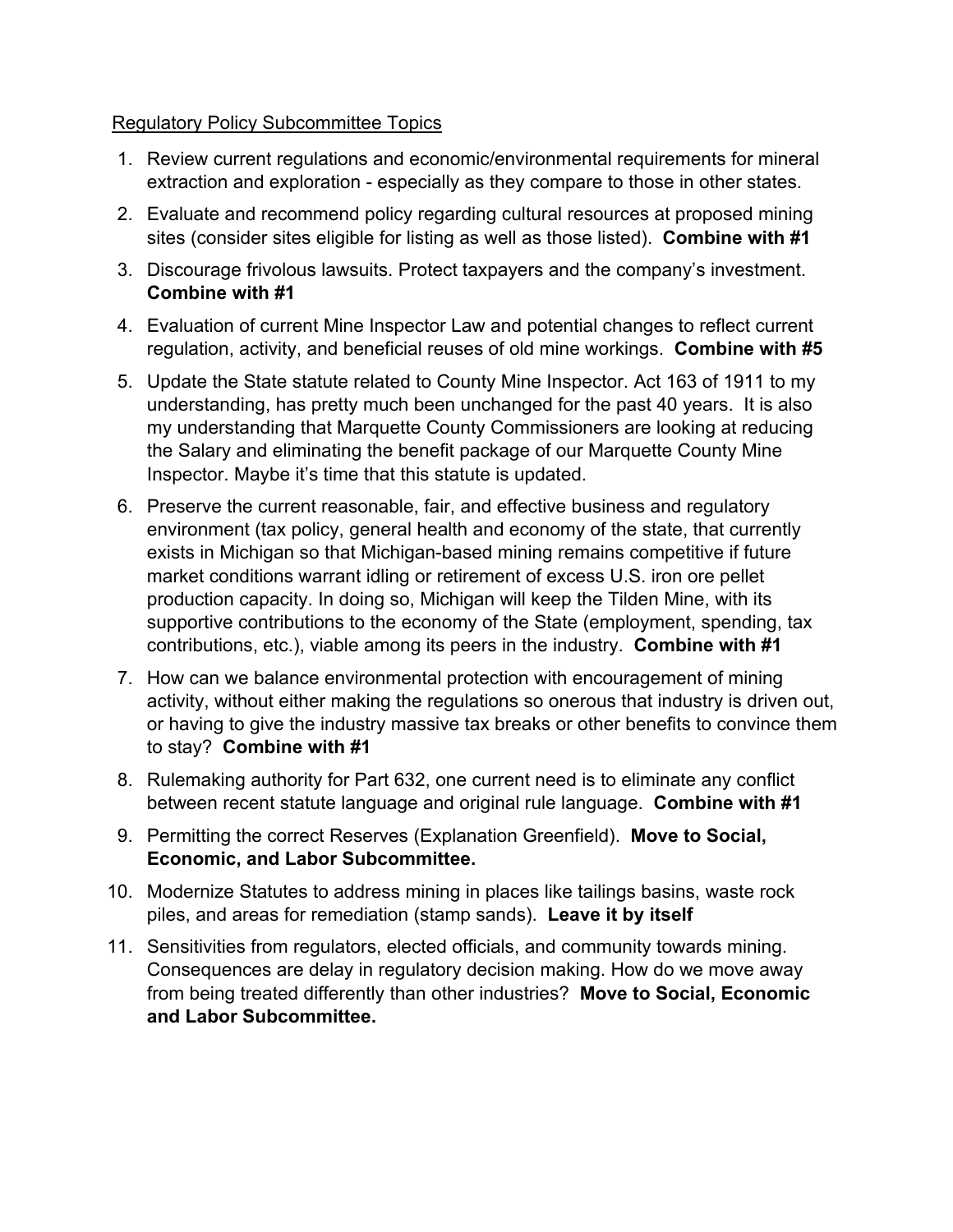<u>Regulatory Policy Subcommittee Topics</u>

1. Review current regulations and economic/environmental requirements for mineral extraction and exploration - especially as they compare to those in other states.
2. Evaluate and recommend policy regarding cultural resources at proposed mining sites (consider sites eligible for listing as well as those listed). **Combine with #1**
3. Discourage frivolous lawsuits. Protect taxpayers and the company's investment. **Combine with #1**
4. Evaluation of current Mine Inspector Law and potential changes to reflect current regulation, activity, and beneficial reuses of old mine workings. **Combine with #5**
5. Update the State statute related to County Mine Inspector. Act 163 of 1911 to my understanding, has pretty much been unchanged for the past 40 years. It is also my understanding that Marquette County Commissioners are looking at reducing the Salary and eliminating the benefit package of our Marquette County Mine Inspector. Maybe it's time that this statute is updated.
6. Preserve the current reasonable, fair, and effective business and regulatory environment (tax policy, general health and economy of the state, that currently exists in Michigan so that Michigan-based mining remains competitive if future market conditions warrant idling or retirement of excess U.S. iron ore pellet production capacity. In doing so, Michigan will keep the Tilden Mine, with its supportive contributions to the economy of the State (employment, spending, tax contributions, etc.), viable among its peers in the industry. **Combine with #1**
7. How can we balance environmental protection with encouragement of mining activity, without either making the regulations so onerous that industry is driven out, or having to give the industry massive tax breaks or other benefits to convince them to stay? **Combine with #1**
8. Rulemaking authority for Part 632, one current need is to eliminate any conflict between recent statute language and original rule language. **Combine with #1**
9. Permitting the correct Reserves (Explanation Greenfield). **Move to Social, Economic, and Labor Subcommittee.**
10. Modernize Statutes to address mining in places like tailings basins, waste rock piles, and areas for remediation (stamp sands). **Leave it by itself**
11. Sensitivities from regulators, elected officials, and community towards mining. Consequences are delay in regulatory decision making. How do we move away from being treated differently than other industries? **Move to Social, Economic and Labor Subcommittee.**